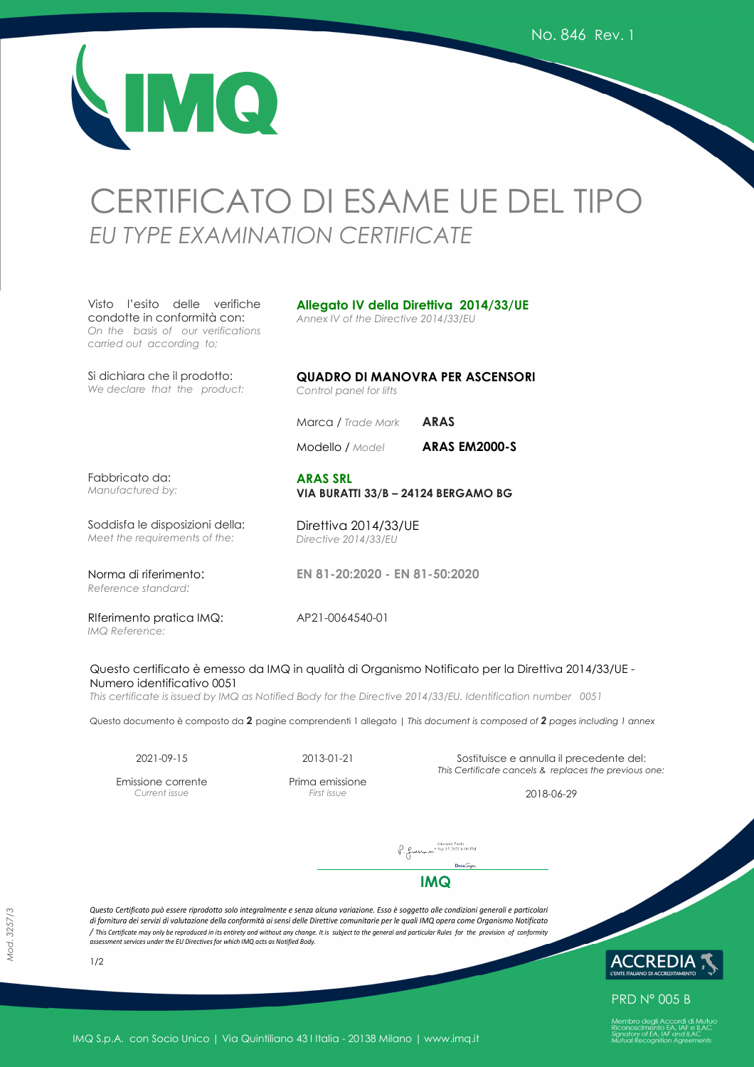No. 846 Rev. 1

# CERTIFICATO DI ESAME UE DEL TIPO
## *EU TYPE EXAMINATION CERTIFICATE*

| | |
|---|---|
| Visto l'esito delle verifiche condotte in conformità con: *On the basis of our verifications carried out according to;* | **Allegato IV della Direttiva 2014/33/UE** *Annex IV of the Directive 2014/33/EU* |
| Si dichiara che il prodotto: *We declare that the product:* | **QUADRO DI MANOVRA PER ASCENSORI** *Control panel for lifts* |
| | Marca / *Trade Mark* **ARAS** |
| | Modello / *Model* **ARAS EM2000-S** |
| Fabbricato da: *Manufactured by:* | **ARAS SRL** **VIA BURATTI 33/B – 24124 BERGAMO BG** |
| Soddisfa le disposizioni della: *Meet the requirements of the:* | Direttiva 2014/33/UE *Directive 2014/33/EU* |
| Norma di riferimento: *Reference standard:* | **EN 81-20:2020 - EN 81-50:2020** |
| RIferimento pratica IMQ: *IMQ Reference:* | AP21-0064540-01 |

Questo certificato è emesso da IMQ in qualità di Organismo Notificato per la Direttiva 2014/33/UE - Numero identificativo 0051
*This certificate is issued by IMQ as Notified Body for the Directive 2014/33/EU. Identification number 0051*

Questo documento è composto da **2** pagine comprendenti 1 allegato | *This document is composed of* ***2*** *pages including 1 annex*

| 2021-09-15 | 2013-01-21 | Sostituisce e annulla il precedente del: *This Certificate cancels & replaces the previous one:* |
|---|---|---|
| Emissione corrente *Current issue* | Prima emissione *First issue* | 2018-06-29 |

Giacosa Paolo Sep 15 2021 6:00 PM

**IMQ**

*Questo Certificato può essere riprodotto solo integralmente e senza alcuna variazione. Esso è soggetto alle condizioni generali e particolari di fornitura dei servizi di valutazione della conformità ai sensi delle Direttive comunitarie per le quali IMQ opera come Organismo Notificato / This Certificate may only be reproduced in its entirety and without any change. It is subject to the general and particular Rules for the provision of conformity assessment services under the EU Directives for which IMQ acts as Notified Body.*

Mod. 3257/3

ACCREDIA L'ENTE ITALIANO DI ACCREDITAMENTO

PRD N° 005 B

Membro degli Accordi di Mutuo Riconoscimento EA, IAF e ILAC
*Signatory of EA, IAF and ILAC Mutual Recognition Agreements*

IMQ S.p.A. con Socio Unico | Via Quintiliano 43 | Italia - 20138 Milano | www.imq.it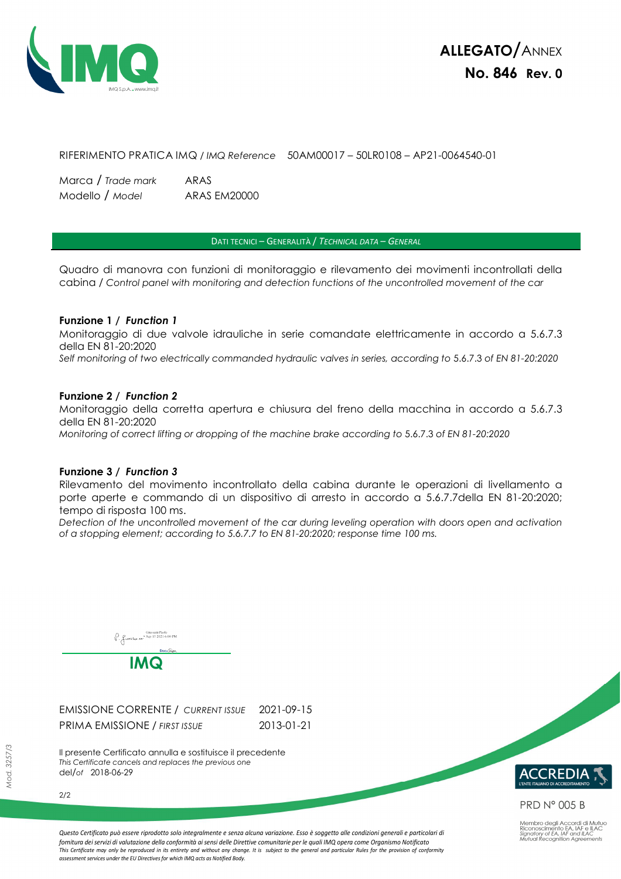# ALLEGATO/ANNEX
## No. 846 Rev. 0

RIFERIMENTO PRATICA IMQ / *IMQ Reference* 50AM00017 – 50LR0108 – AP21-0064540-01

Marca / *Trade mark* ARAS
Modello / *Model* ARAS EM20000

DATI TECNICI – GENERALITÀ / *TECHNICAL DATA – GENERAL*

Quadro di manovra con funzioni di monitoraggio e rilevamento dei movimenti incontrollati della cabina / *Control panel with monitoring and detection functions of the uncontrolled movement of the car*

**Funzione 1 / *Function 1***
Monitoraggio di due valvole idrauliche in serie comandate elettricamente in accordo a 5.6.7.3 della EN 81-20:2020
*Self monitoring of two electrically commanded hydraulic valves in series, according to 5.6.7.3 of EN 81-20:2020*

**Funzione 2 / *Function 2***
Monitoraggio della corretta apertura e chiusura del freno della macchina in accordo a 5.6.7.3 della EN 81-20:2020
*Monitoring of correct lifting or dropping of the machine brake according to 5.6.7.3 of EN 81-20:2020*

**Funzione 3 / *Function 3***
Rilevamento del movimento incontrollato della cabina durante le operazioni di livellamento a porte aperte e commando di un dispositivo di arresto in accordo a 5.6.7.7della EN 81-20:2020; tempo di risposta 100 ms.
*Detection of the uncontrolled movement of the car during leveling operation with doors open and activation of a stopping element; according to 5.6.7.7 to EN 81-20:2020; response time 100 ms.*

**IMQ**

EMISSIONE CORRENTE / *CURRENT ISSUE* 2021-09-15
PRIMA EMISSIONE / *FIRST ISSUE* 2013-01-21

Il presente Certificato annulla e sostituisce il precedente
*This Certificate cancels and replaces the previous one*
del/*of* 2018-06-29

PRD N° 005 B

Membro degli Accordi di Mutuo Riconoscimento EA, IAF e ILAC
*Signatory of EA, IAF and ILAC Mutual Recognition Agreements*

*Questo Certificato può essere riprodotto solo integralmente e senza alcuna variazione. Esso è soggetto alle condizioni generali e particolari di fornitura dei servizi di valutazione della conformità ai sensi delle Direttive comunitarie per le quali IMQ opera come Organismo Notificato*
*This Certificate may only be reproduced in its entirety and without any change. It is subject to the general and particular Rules for the provision of conformity assessment services under the EU Directives for which IMQ acts as Notified Body.*